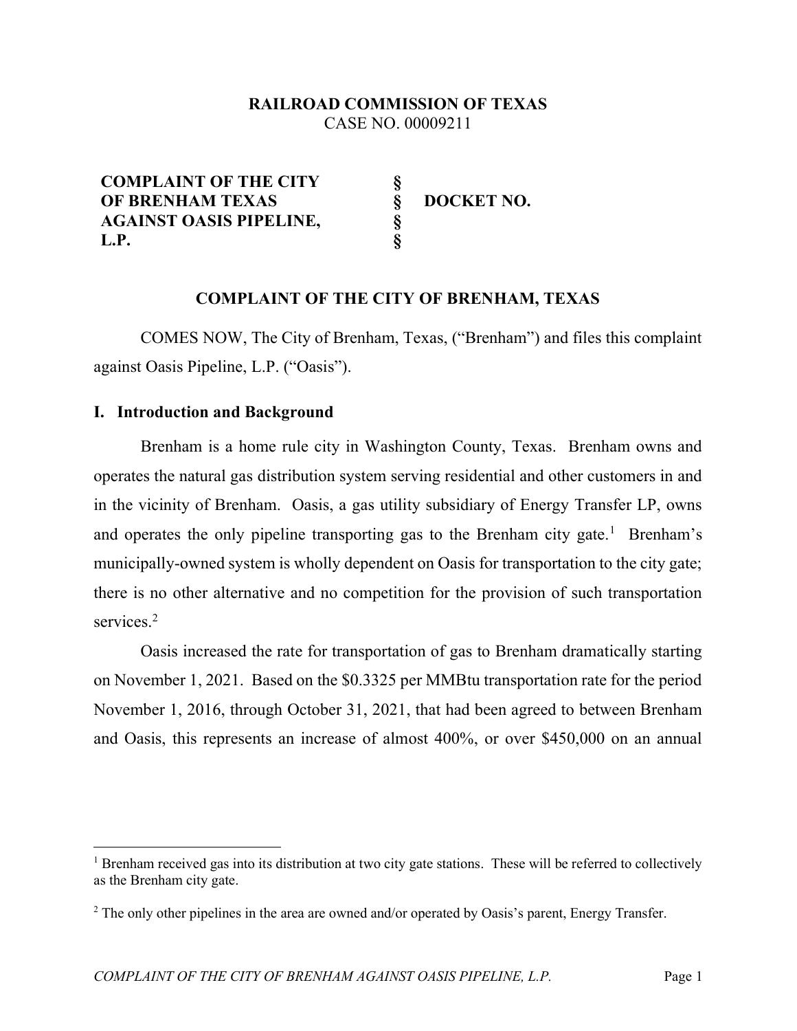**RAILROAD COMMISSION OF TEXAS**
CASE NO. 00009211

| | | |
|---|---|---|
| **COMPLAINT OF THE CITY OF BRENHAM TEXAS AGAINST OASIS PIPELINE, L.P.** | **§ § § §** | **DOCKET NO.** |

## COMPLAINT OF THE CITY OF BRENHAM, TEXAS

COMES NOW, The City of Brenham, Texas, ("Brenham") and files this complaint against Oasis Pipeline, L.P. ("Oasis").

### I. Introduction and Background

Brenham is a home rule city in Washington County, Texas. Brenham owns and operates the natural gas distribution system serving residential and other customers in and in the vicinity of Brenham. Oasis, a gas utility subsidiary of Energy Transfer LP, owns and operates the only pipeline transporting gas to the Brenham city gate.[1] Brenham's municipally-owned system is wholly dependent on Oasis for transportation to the city gate; there is no other alternative and no competition for the provision of such transportation services.[2]

Oasis increased the rate for transportation of gas to Brenham dramatically starting on November 1, 2021. Based on the $0.3325 per MMBtu transportation rate for the period November 1, 2016, through October 31, 2021, that had been agreed to between Brenham and Oasis, this represents an increase of almost 400%, or over $450,000 on an annual

---

[1] Brenham received gas into its distribution at two city gate stations. These will be referred to collectively as the Brenham city gate.

[2] The only other pipelines in the area are owned and/or operated by Oasis's parent, Energy Transfer.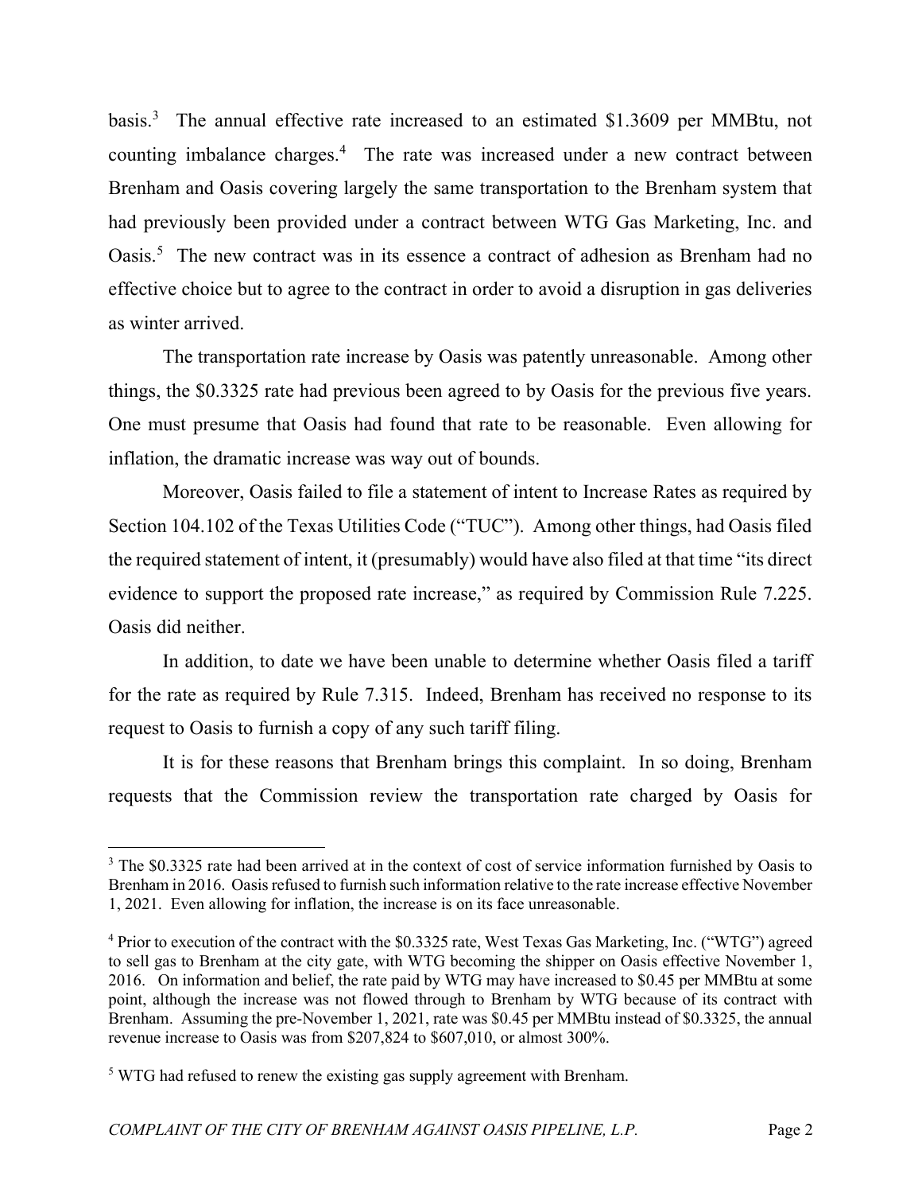basis.[3] The annual effective rate increased to an estimated $1.3609 per MMBtu, not counting imbalance charges.[4] The rate was increased under a new contract between Brenham and Oasis covering largely the same transportation to the Brenham system that had previously been provided under a contract between WTG Gas Marketing, Inc. and Oasis.[5] The new contract was in its essence a contract of adhesion as Brenham had no effective choice but to agree to the contract in order to avoid a disruption in gas deliveries as winter arrived.

The transportation rate increase by Oasis was patently unreasonable. Among other things, the $0.3325 rate had previous been agreed to by Oasis for the previous five years. One must presume that Oasis had found that rate to be reasonable. Even allowing for inflation, the dramatic increase was way out of bounds.

Moreover, Oasis failed to file a statement of intent to Increase Rates as required by Section 104.102 of the Texas Utilities Code ("TUC"). Among other things, had Oasis filed the required statement of intent, it (presumably) would have also filed at that time "its direct evidence to support the proposed rate increase," as required by Commission Rule 7.225. Oasis did neither.

In addition, to date we have been unable to determine whether Oasis filed a tariff for the rate as required by Rule 7.315. Indeed, Brenham has received no response to its request to Oasis to furnish a copy of any such tariff filing.

It is for these reasons that Brenham brings this complaint. In so doing, Brenham requests that the Commission review the transportation rate charged by Oasis for

---

[3] The $0.3325 rate had been arrived at in the context of cost of service information furnished by Oasis to Brenham in 2016. Oasis refused to furnish such information relative to the rate increase effective November 1, 2021. Even allowing for inflation, the increase is on its face unreasonable.

[4] Prior to execution of the contract with the $0.3325 rate, West Texas Gas Marketing, Inc. ("WTG") agreed to sell gas to Brenham at the city gate, with WTG becoming the shipper on Oasis effective November 1, 2016. On information and belief, the rate paid by WTG may have increased to $0.45 per MMBtu at some point, although the increase was not flowed through to Brenham by WTG because of its contract with Brenham. Assuming the pre-November 1, 2021, rate was $0.45 per MMBtu instead of $0.3325, the annual revenue increase to Oasis was from $207,824 to $607,010, or almost 300%.

[5] WTG had refused to renew the existing gas supply agreement with Brenham.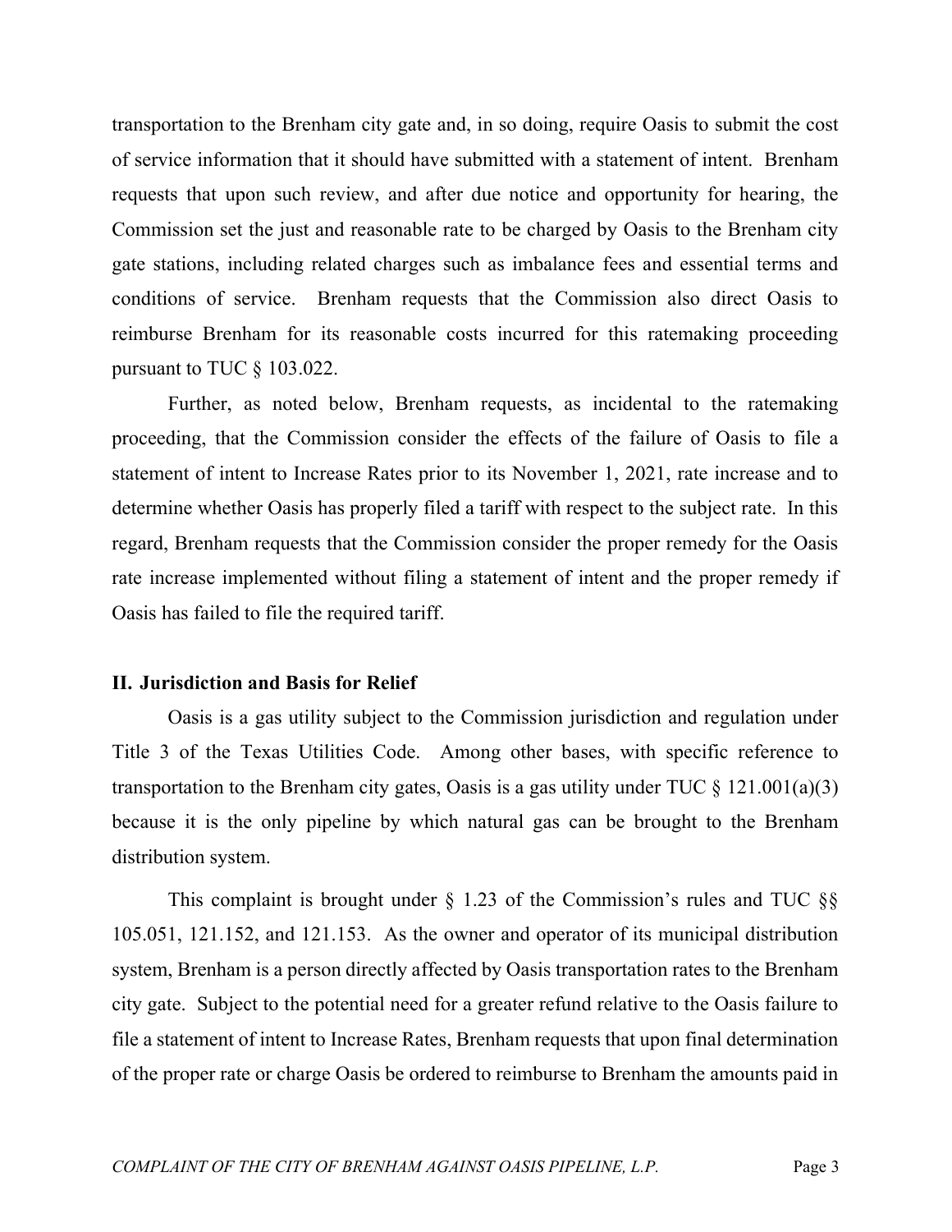transportation to the Brenham city gate and, in so doing, require Oasis to submit the cost of service information that it should have submitted with a statement of intent. Brenham requests that upon such review, and after due notice and opportunity for hearing, the Commission set the just and reasonable rate to be charged by Oasis to the Brenham city gate stations, including related charges such as imbalance fees and essential terms and conditions of service. Brenham requests that the Commission also direct Oasis to reimburse Brenham for its reasonable costs incurred for this ratemaking proceeding pursuant to TUC § 103.022.

Further, as noted below, Brenham requests, as incidental to the ratemaking proceeding, that the Commission consider the effects of the failure of Oasis to file a statement of intent to Increase Rates prior to its November 1, 2021, rate increase and to determine whether Oasis has properly filed a tariff with respect to the subject rate. In this regard, Brenham requests that the Commission consider the proper remedy for the Oasis rate increase implemented without filing a statement of intent and the proper remedy if Oasis has failed to file the required tariff.

## II. Jurisdiction and Basis for Relief

Oasis is a gas utility subject to the Commission jurisdiction and regulation under Title 3 of the Texas Utilities Code. Among other bases, with specific reference to transportation to the Brenham city gates, Oasis is a gas utility under TUC § 121.001(a)(3) because it is the only pipeline by which natural gas can be brought to the Brenham distribution system.

This complaint is brought under § 1.23 of the Commission's rules and TUC §§ 105.051, 121.152, and 121.153. As the owner and operator of its municipal distribution system, Brenham is a person directly affected by Oasis transportation rates to the Brenham city gate. Subject to the potential need for a greater refund relative to the Oasis failure to file a statement of intent to Increase Rates, Brenham requests that upon final determination of the proper rate or charge Oasis be ordered to reimburse to Brenham the amounts paid in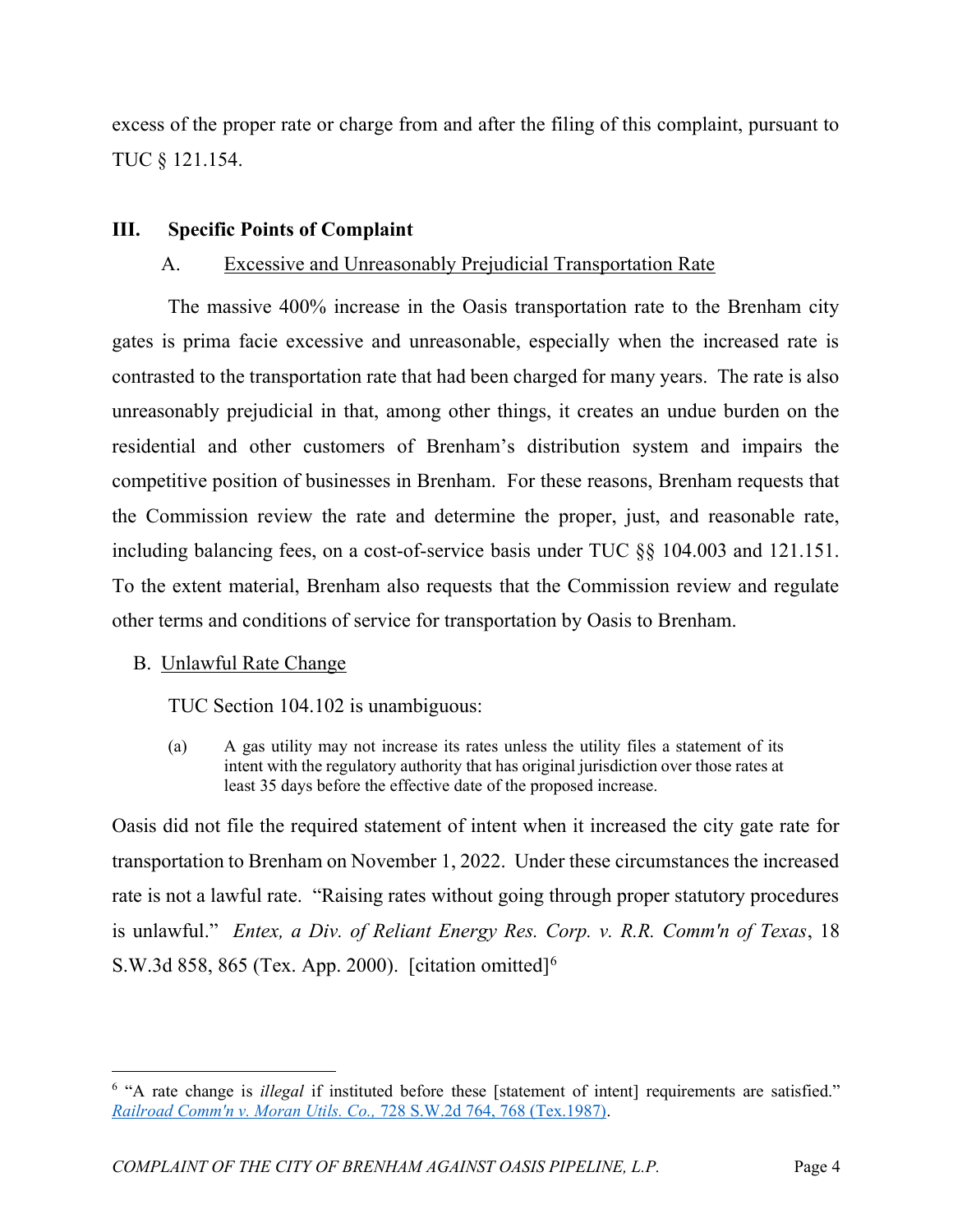excess of the proper rate or charge from and after the filing of this complaint, pursuant to TUC § 121.154.

## III. Specific Points of Complaint

### A. Excessive and Unreasonably Prejudicial Transportation Rate

The massive 400% increase in the Oasis transportation rate to the Brenham city gates is prima facie excessive and unreasonable, especially when the increased rate is contrasted to the transportation rate that had been charged for many years. The rate is also unreasonably prejudicial in that, among other things, it creates an undue burden on the residential and other customers of Brenham's distribution system and impairs the competitive position of businesses in Brenham. For these reasons, Brenham requests that the Commission review the rate and determine the proper, just, and reasonable rate, including balancing fees, on a cost-of-service basis under TUC §§ 104.003 and 121.151. To the extent material, Brenham also requests that the Commission review and regulate other terms and conditions of service for transportation by Oasis to Brenham.

### B. Unlawful Rate Change

TUC Section 104.102 is unambiguous:

> (a) A gas utility may not increase its rates unless the utility files a statement of its intent with the regulatory authority that has original jurisdiction over those rates at least 35 days before the effective date of the proposed increase.

Oasis did not file the required statement of intent when it increased the city gate rate for transportation to Brenham on November 1, 2022. Under these circumstances the increased rate is not a lawful rate. "Raising rates without going through proper statutory procedures is unlawful." *Entex, a Div. of Reliant Energy Res. Corp. v. R.R. Comm'n of Texas*, 18 S.W.3d 858, 865 (Tex. App. 2000). [citation omitted][6]

---

[6] "A rate change is *illegal* if instituted before these [statement of intent] requirements are satisfied." *Railroad Comm'n v. Moran Utils. Co.*, 728 S.W.2d 764, 768 (Tex.1987).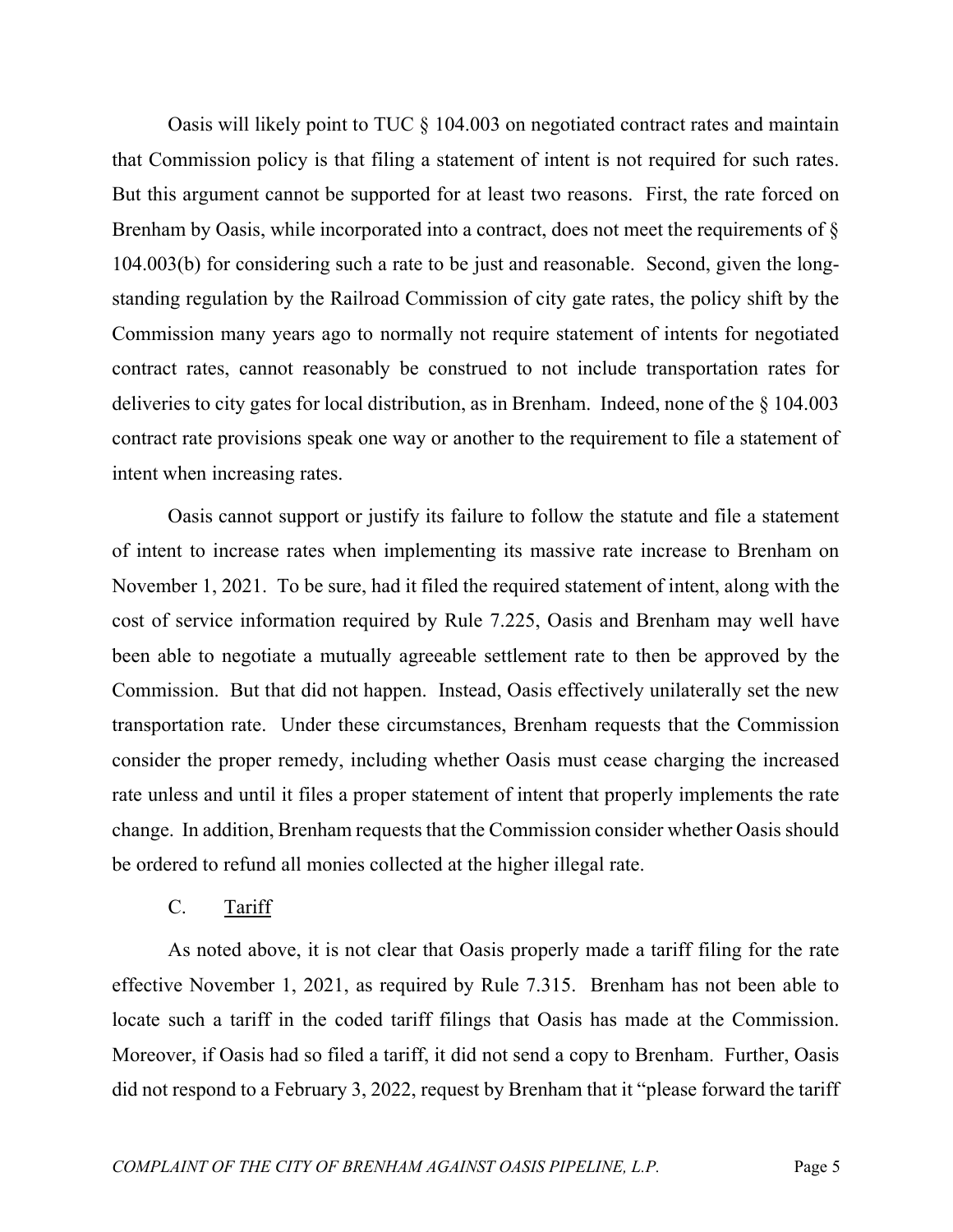Oasis will likely point to TUC § 104.003 on negotiated contract rates and maintain that Commission policy is that filing a statement of intent is not required for such rates. But this argument cannot be supported for at least two reasons. First, the rate forced on Brenham by Oasis, while incorporated into a contract, does not meet the requirements of § 104.003(b) for considering such a rate to be just and reasonable. Second, given the long-standing regulation by the Railroad Commission of city gate rates, the policy shift by the Commission many years ago to normally not require statement of intents for negotiated contract rates, cannot reasonably be construed to not include transportation rates for deliveries to city gates for local distribution, as in Brenham. Indeed, none of the § 104.003 contract rate provisions speak one way or another to the requirement to file a statement of intent when increasing rates.

Oasis cannot support or justify its failure to follow the statute and file a statement of intent to increase rates when implementing its massive rate increase to Brenham on November 1, 2021. To be sure, had it filed the required statement of intent, along with the cost of service information required by Rule 7.225, Oasis and Brenham may well have been able to negotiate a mutually agreeable settlement rate to then be approved by the Commission. But that did not happen. Instead, Oasis effectively unilaterally set the new transportation rate. Under these circumstances, Brenham requests that the Commission consider the proper remedy, including whether Oasis must cease charging the increased rate unless and until it files a proper statement of intent that properly implements the rate change. In addition, Brenham requests that the Commission consider whether Oasis should be ordered to refund all monies collected at the higher illegal rate.

### C. <u>Tariff</u>

As noted above, it is not clear that Oasis properly made a tariff filing for the rate effective November 1, 2021, as required by Rule 7.315. Brenham has not been able to locate such a tariff in the coded tariff filings that Oasis has made at the Commission. Moreover, if Oasis had so filed a tariff, it did not send a copy to Brenham. Further, Oasis did not respond to a February 3, 2022, request by Brenham that it "please forward the tariff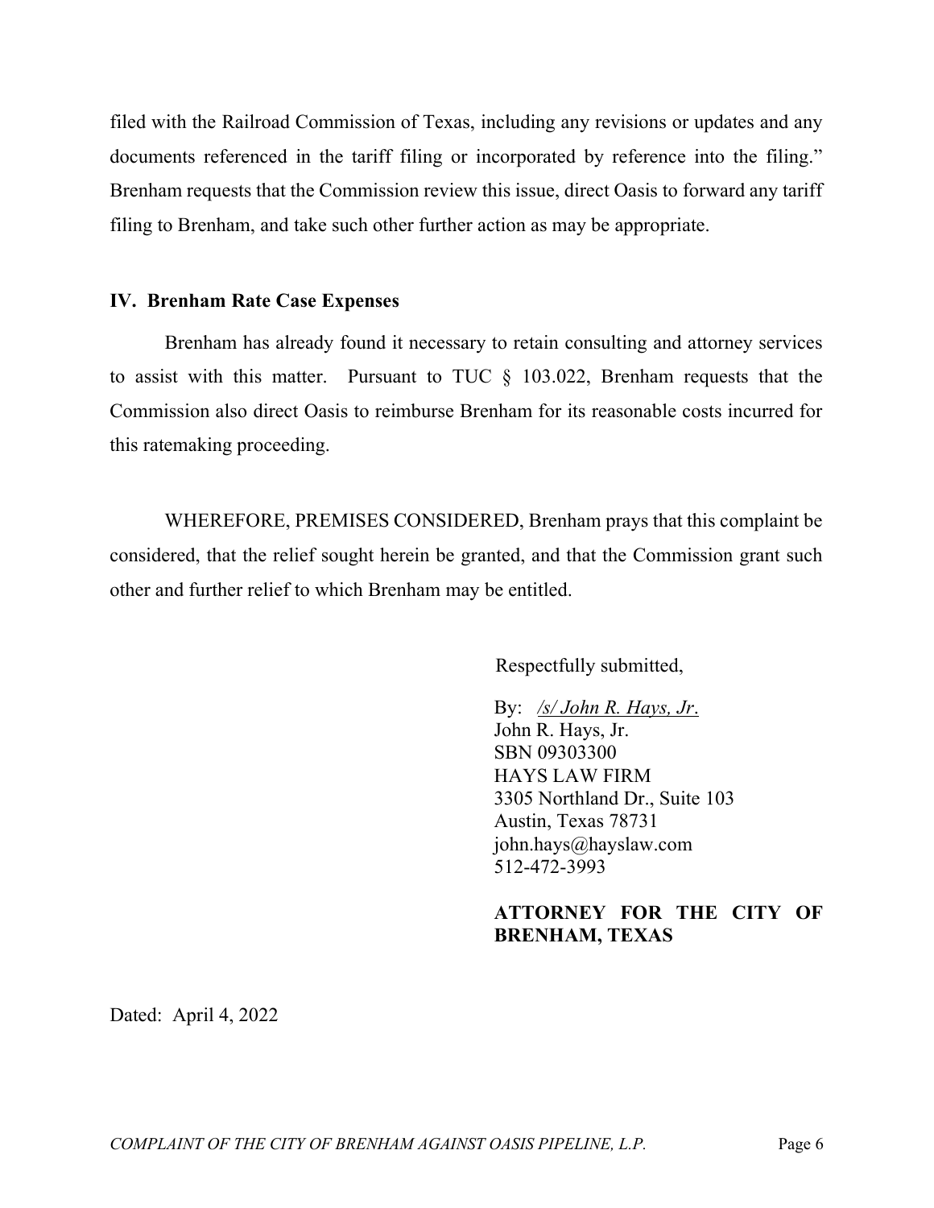filed with the Railroad Commission of Texas, including any revisions or updates and any documents referenced in the tariff filing or incorporated by reference into the filing." Brenham requests that the Commission review this issue, direct Oasis to forward any tariff filing to Brenham, and take such other further action as may be appropriate.

## IV. Brenham Rate Case Expenses

Brenham has already found it necessary to retain consulting and attorney services to assist with this matter. Pursuant to TUC § 103.022, Brenham requests that the Commission also direct Oasis to reimburse Brenham for its reasonable costs incurred for this ratemaking proceeding.

WHEREFORE, PREMISES CONSIDERED, Brenham prays that this complaint be considered, that the relief sought herein be granted, and that the Commission grant such other and further relief to which Brenham may be entitled.

Respectfully submitted,

By: /s/ John R. Hays, Jr.
John R. Hays, Jr.
SBN 09303300
HAYS LAW FIRM
3305 Northland Dr., Suite 103
Austin, Texas 78731
john.hays@hayslaw.com
512-472-3993

**ATTORNEY FOR THE CITY OF BRENHAM, TEXAS**

Dated: April 4, 2022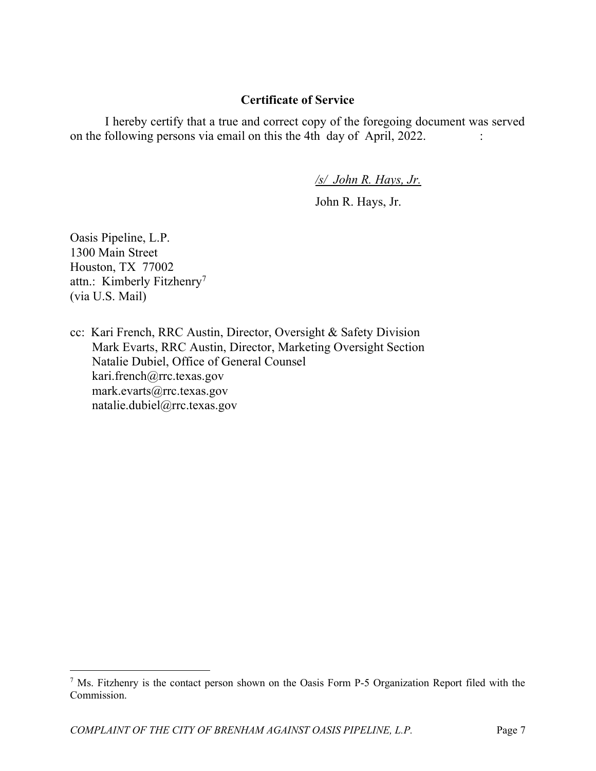## Certificate of Service

I hereby certify that a true and correct copy of the foregoing document was served on the following persons via email on this the 4th day of April, 2022. :

*/s/ John R. Hays, Jr.*

John R. Hays, Jr.

Oasis Pipeline, L.P.
1300 Main Street
Houston, TX 77002
attn.: Kimberly Fitzhenry[7]
(via U.S. Mail)

cc: Kari French, RRC Austin, Director, Oversight & Safety Division
Mark Evarts, RRC Austin, Director, Marketing Oversight Section
Natalie Dubiel, Office of General Counsel
kari.french@rrc.texas.gov
mark.evarts@rrc.texas.gov
natalie.dubiel@rrc.texas.gov

[7] Ms. Fitzhenry is the contact person shown on the Oasis Form P-5 Organization Report filed with the Commission.